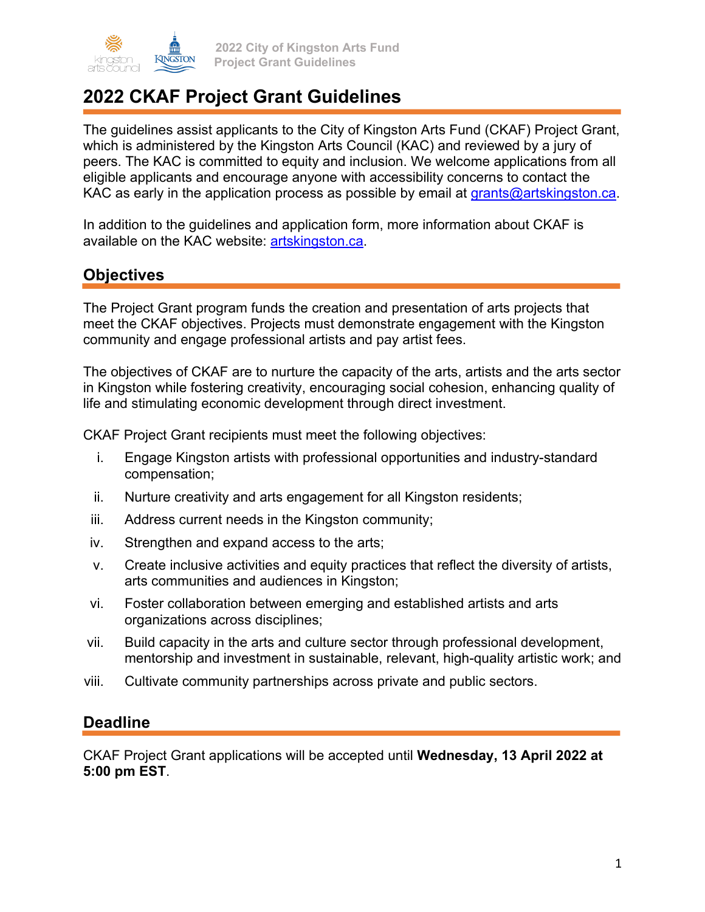# 2022 CKAF Project Grant Guidelines

The guidelines assist applicants to the City of Kingston Arts Fund (CKAF) Project Grant, which is administered by the Kingston Arts Council (KAC) and reviewed by a jury of peers. The KAC is committed to equity and inclusion. We welcome applications from all eligible applicants and encourage anyone with accessibility concerns to contact the KAC as early in the application process as possible by email at grants@artskingston.ca.

In addition to the guidelines and application form, more information about CKAF is available on the KAC website: artskingston.ca.

## Objectives

The Project Grant program funds the creation and presentation of arts projects that meet the CKAF objectives. Projects must demonstrate engagement with the Kingston community and engage professional artists and pay artist fees.

The objectives of CKAF are to nurture the capacity of the arts, artists and the arts sector in Kingston while fostering creativity, encouraging social cohesion, enhancing quality of life and stimulating economic development through direct investment.

CKAF Project Grant recipients must meet the following objectives:

i. Engage Kingston artists with professional opportunities and industry-standard compensation;
ii. Nurture creativity and arts engagement for all Kingston residents;
iii. Address current needs in the Kingston community;
iv. Strengthen and expand access to the arts;
v. Create inclusive activities and equity practices that reflect the diversity of artists, arts communities and audiences in Kingston;
vi. Foster collaboration between emerging and established artists and arts organizations across disciplines;
vii. Build capacity in the arts and culture sector through professional development, mentorship and investment in sustainable, relevant, high-quality artistic work; and
viii. Cultivate community partnerships across private and public sectors.

## Deadline

CKAF Project Grant applications will be accepted until **Wednesday, 13 April 2022 at 5:00 pm EST**.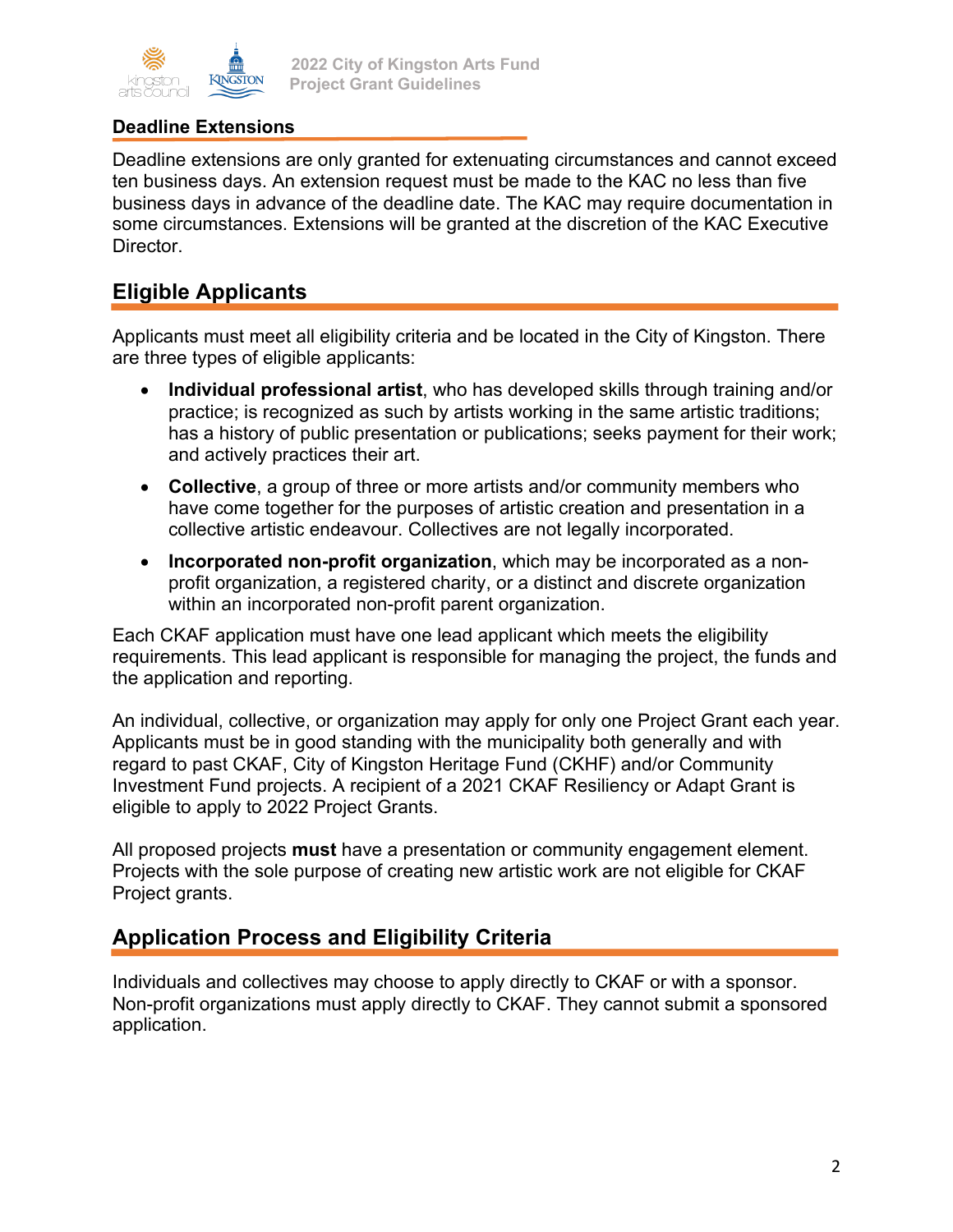### Deadline Extensions

Deadline extensions are only granted for extenuating circumstances and cannot exceed ten business days. An extension request must be made to the KAC no less than five business days in advance of the deadline date. The KAC may require documentation in some circumstances. Extensions will be granted at the discretion of the KAC Executive Director.

## Eligible Applicants

Applicants must meet all eligibility criteria and be located in the City of Kingston. There are three types of eligible applicants:

- **Individual professional artist**, who has developed skills through training and/or practice; is recognized as such by artists working in the same artistic traditions; has a history of public presentation or publications; seeks payment for their work; and actively practices their art.
- **Collective**, a group of three or more artists and/or community members who have come together for the purposes of artistic creation and presentation in a collective artistic endeavour. Collectives are not legally incorporated.
- **Incorporated non-profit organization**, which may be incorporated as a non-profit organization, a registered charity, or a distinct and discrete organization within an incorporated non-profit parent organization.

Each CKAF application must have one lead applicant which meets the eligibility requirements. This lead applicant is responsible for managing the project, the funds and the application and reporting.

An individual, collective, or organization may apply for only one Project Grant each year. Applicants must be in good standing with the municipality both generally and with regard to past CKAF, City of Kingston Heritage Fund (CKHF) and/or Community Investment Fund projects. A recipient of a 2021 CKAF Resiliency or Adapt Grant is eligible to apply to 2022 Project Grants.

All proposed projects **must** have a presentation or community engagement element. Projects with the sole purpose of creating new artistic work are not eligible for CKAF Project grants.

## Application Process and Eligibility Criteria

Individuals and collectives may choose to apply directly to CKAF or with a sponsor. Non-profit organizations must apply directly to CKAF. They cannot submit a sponsored application.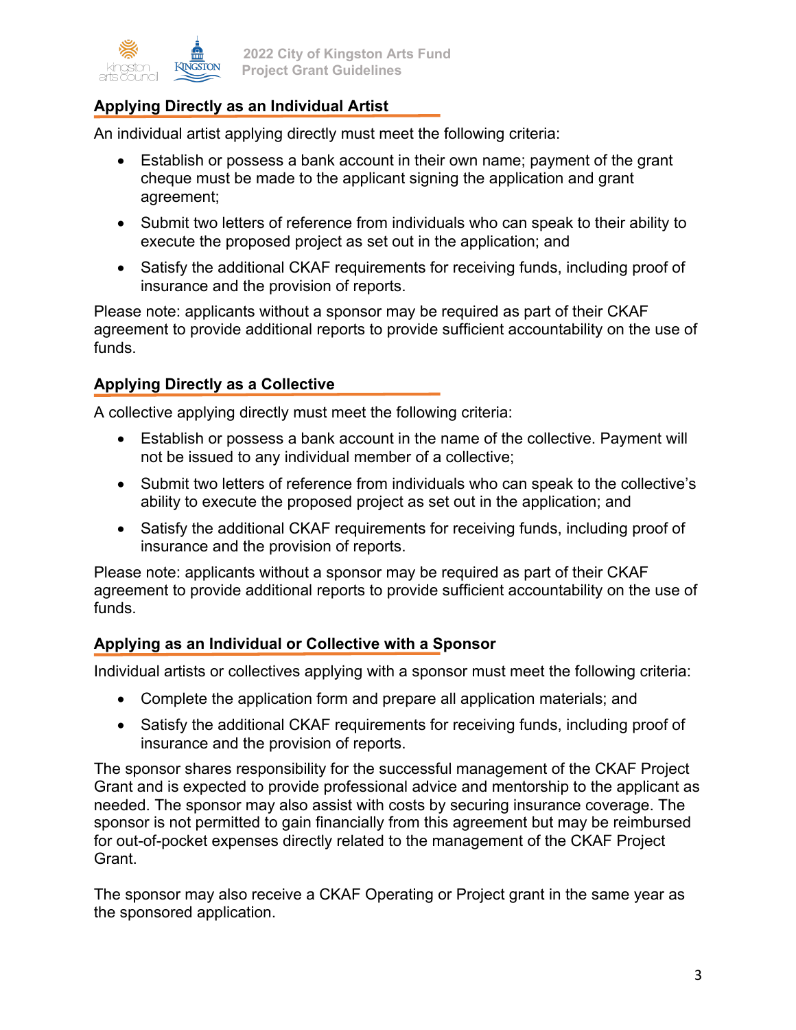## Applying Directly as an Individual Artist

An individual artist applying directly must meet the following criteria:

- Establish or possess a bank account in their own name; payment of the grant cheque must be made to the applicant signing the application and grant agreement;
- Submit two letters of reference from individuals who can speak to their ability to execute the proposed project as set out in the application; and
- Satisfy the additional CKAF requirements for receiving funds, including proof of insurance and the provision of reports.

Please note: applicants without a sponsor may be required as part of their CKAF agreement to provide additional reports to provide sufficient accountability on the use of funds.

## Applying Directly as a Collective

A collective applying directly must meet the following criteria:

- Establish or possess a bank account in the name of the collective. Payment will not be issued to any individual member of a collective;
- Submit two letters of reference from individuals who can speak to the collective's ability to execute the proposed project as set out in the application; and
- Satisfy the additional CKAF requirements for receiving funds, including proof of insurance and the provision of reports.

Please note: applicants without a sponsor may be required as part of their CKAF agreement to provide additional reports to provide sufficient accountability on the use of funds.

## Applying as an Individual or Collective with a Sponsor

Individual artists or collectives applying with a sponsor must meet the following criteria:

- Complete the application form and prepare all application materials; and
- Satisfy the additional CKAF requirements for receiving funds, including proof of insurance and the provision of reports.

The sponsor shares responsibility for the successful management of the CKAF Project Grant and is expected to provide professional advice and mentorship to the applicant as needed. The sponsor may also assist with costs by securing insurance coverage. The sponsor is not permitted to gain financially from this agreement but may be reimbursed for out-of-pocket expenses directly related to the management of the CKAF Project Grant.

The sponsor may also receive a CKAF Operating or Project grant in the same year as the sponsored application.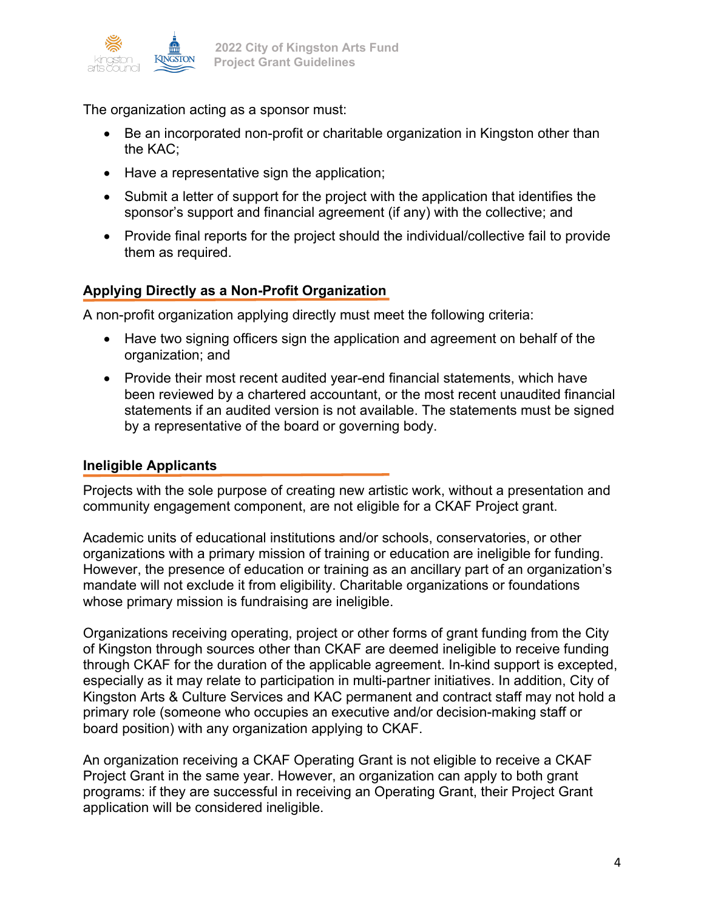The organization acting as a sponsor must:

- Be an incorporated non-profit or charitable organization in Kingston other than the KAC;
- Have a representative sign the application;
- Submit a letter of support for the project with the application that identifies the sponsor's support and financial agreement (if any) with the collective; and
- Provide final reports for the project should the individual/collective fail to provide them as required.

## Applying Directly as a Non-Profit Organization

A non-profit organization applying directly must meet the following criteria:

- Have two signing officers sign the application and agreement on behalf of the organization; and
- Provide their most recent audited year-end financial statements, which have been reviewed by a chartered accountant, or the most recent unaudited financial statements if an audited version is not available. The statements must be signed by a representative of the board or governing body.

## Ineligible Applicants

Projects with the sole purpose of creating new artistic work, without a presentation and community engagement component, are not eligible for a CKAF Project grant.

Academic units of educational institutions and/or schools, conservatories, or other organizations with a primary mission of training or education are ineligible for funding. However, the presence of education or training as an ancillary part of an organization's mandate will not exclude it from eligibility. Charitable organizations or foundations whose primary mission is fundraising are ineligible.

Organizations receiving operating, project or other forms of grant funding from the City of Kingston through sources other than CKAF are deemed ineligible to receive funding through CKAF for the duration of the applicable agreement. In-kind support is excepted, especially as it may relate to participation in multi-partner initiatives. In addition, City of Kingston Arts & Culture Services and KAC permanent and contract staff may not hold a primary role (someone who occupies an executive and/or decision-making staff or board position) with any organization applying to CKAF.

An organization receiving a CKAF Operating Grant is not eligible to receive a CKAF Project Grant in the same year. However, an organization can apply to both grant programs: if they are successful in receiving an Operating Grant, their Project Grant application will be considered ineligible.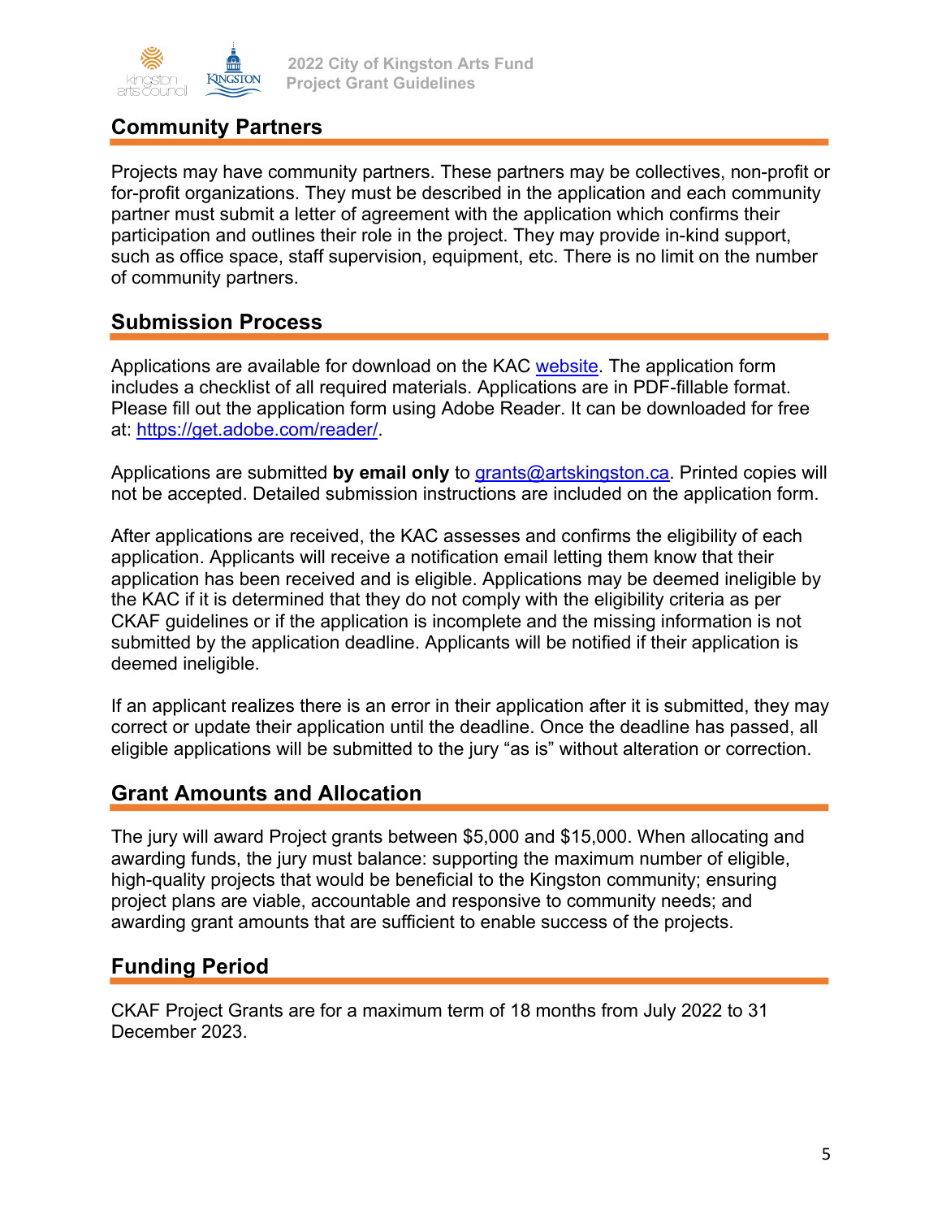## Community Partners

Projects may have community partners. These partners may be collectives, non-profit or for-profit organizations. They must be described in the application and each community partner must submit a letter of agreement with the application which confirms their participation and outlines their role in the project. They may provide in-kind support, such as office space, staff supervision, equipment, etc. There is no limit on the number of community partners.

## Submission Process

Applications are available for download on the KAC [website](). The application form includes a checklist of all required materials. Applications are in PDF-fillable format. Please fill out the application form using Adobe Reader. It can be downloaded for free at: [https://get.adobe.com/reader/](https://get.adobe.com/reader/).

Applications are submitted **by email only** to [grants@artskingston.ca](mailto:grants@artskingston.ca). Printed copies will not be accepted. Detailed submission instructions are included on the application form.

After applications are received, the KAC assesses and confirms the eligibility of each application. Applicants will receive a notification email letting them know that their application has been received and is eligible. Applications may be deemed ineligible by the KAC if it is determined that they do not comply with the eligibility criteria as per CKAF guidelines or if the application is incomplete and the missing information is not submitted by the application deadline. Applicants will be notified if their application is deemed ineligible.

If an applicant realizes there is an error in their application after it is submitted, they may correct or update their application until the deadline. Once the deadline has passed, all eligible applications will be submitted to the jury "as is" without alteration or correction.

## Grant Amounts and Allocation

The jury will award Project grants between $5,000 and $15,000. When allocating and awarding funds, the jury must balance: supporting the maximum number of eligible, high-quality projects that would be beneficial to the Kingston community; ensuring project plans are viable, accountable and responsive to community needs; and awarding grant amounts that are sufficient to enable success of the projects.

## Funding Period

CKAF Project Grants are for a maximum term of 18 months from July 2022 to 31 December 2023.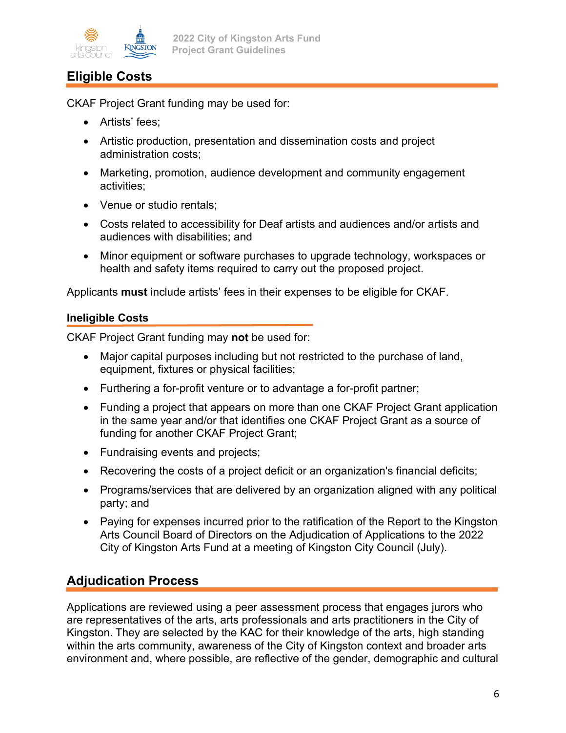## Eligible Costs

CKAF Project Grant funding may be used for:

- Artists' fees;
- Artistic production, presentation and dissemination costs and project administration costs;
- Marketing, promotion, audience development and community engagement activities;
- Venue or studio rentals;
- Costs related to accessibility for Deaf artists and audiences and/or artists and audiences with disabilities; and
- Minor equipment or software purchases to upgrade technology, workspaces or health and safety items required to carry out the proposed project.

Applicants **must** include artists' fees in their expenses to be eligible for CKAF.

### Ineligible Costs

CKAF Project Grant funding may **not** be used for:

- Major capital purposes including but not restricted to the purchase of land, equipment, fixtures or physical facilities;
- Furthering a for-profit venture or to advantage a for-profit partner;
- Funding a project that appears on more than one CKAF Project Grant application in the same year and/or that identifies one CKAF Project Grant as a source of funding for another CKAF Project Grant;
- Fundraising events and projects;
- Recovering the costs of a project deficit or an organization's financial deficits;
- Programs/services that are delivered by an organization aligned with any political party; and
- Paying for expenses incurred prior to the ratification of the Report to the Kingston Arts Council Board of Directors on the Adjudication of Applications to the 2022 City of Kingston Arts Fund at a meeting of Kingston City Council (July).

## Adjudication Process

Applications are reviewed using a peer assessment process that engages jurors who are representatives of the arts, arts professionals and arts practitioners in the City of Kingston. They are selected by the KAC for their knowledge of the arts, high standing within the arts community, awareness of the City of Kingston context and broader arts environment and, where possible, are reflective of the gender, demographic and cultural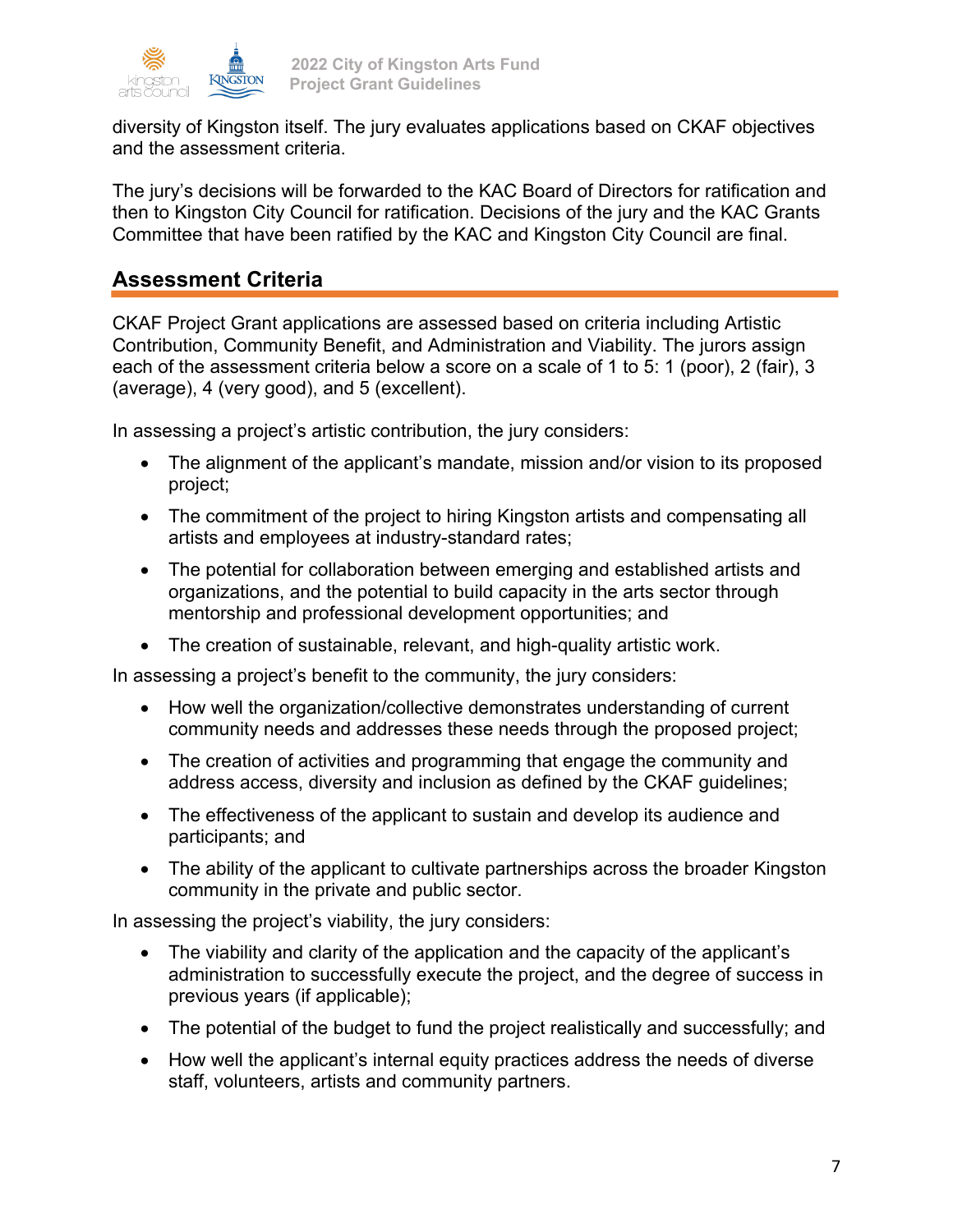diversity of Kingston itself. The jury evaluates applications based on CKAF objectives and the assessment criteria.

The jury's decisions will be forwarded to the KAC Board of Directors for ratification and then to Kingston City Council for ratification. Decisions of the jury and the KAC Grants Committee that have been ratified by the KAC and Kingston City Council are final.

## Assessment Criteria

CKAF Project Grant applications are assessed based on criteria including Artistic Contribution, Community Benefit, and Administration and Viability. The jurors assign each of the assessment criteria below a score on a scale of 1 to 5: 1 (poor), 2 (fair), 3 (average), 4 (very good), and 5 (excellent).

In assessing a project's artistic contribution, the jury considers:

- The alignment of the applicant's mandate, mission and/or vision to its proposed project;
- The commitment of the project to hiring Kingston artists and compensating all artists and employees at industry-standard rates;
- The potential for collaboration between emerging and established artists and organizations, and the potential to build capacity in the arts sector through mentorship and professional development opportunities; and
- The creation of sustainable, relevant, and high-quality artistic work.

In assessing a project's benefit to the community, the jury considers:

- How well the organization/collective demonstrates understanding of current community needs and addresses these needs through the proposed project;
- The creation of activities and programming that engage the community and address access, diversity and inclusion as defined by the CKAF guidelines;
- The effectiveness of the applicant to sustain and develop its audience and participants; and
- The ability of the applicant to cultivate partnerships across the broader Kingston community in the private and public sector.

In assessing the project's viability, the jury considers:

- The viability and clarity of the application and the capacity of the applicant's administration to successfully execute the project, and the degree of success in previous years (if applicable);
- The potential of the budget to fund the project realistically and successfully; and
- How well the applicant's internal equity practices address the needs of diverse staff, volunteers, artists and community partners.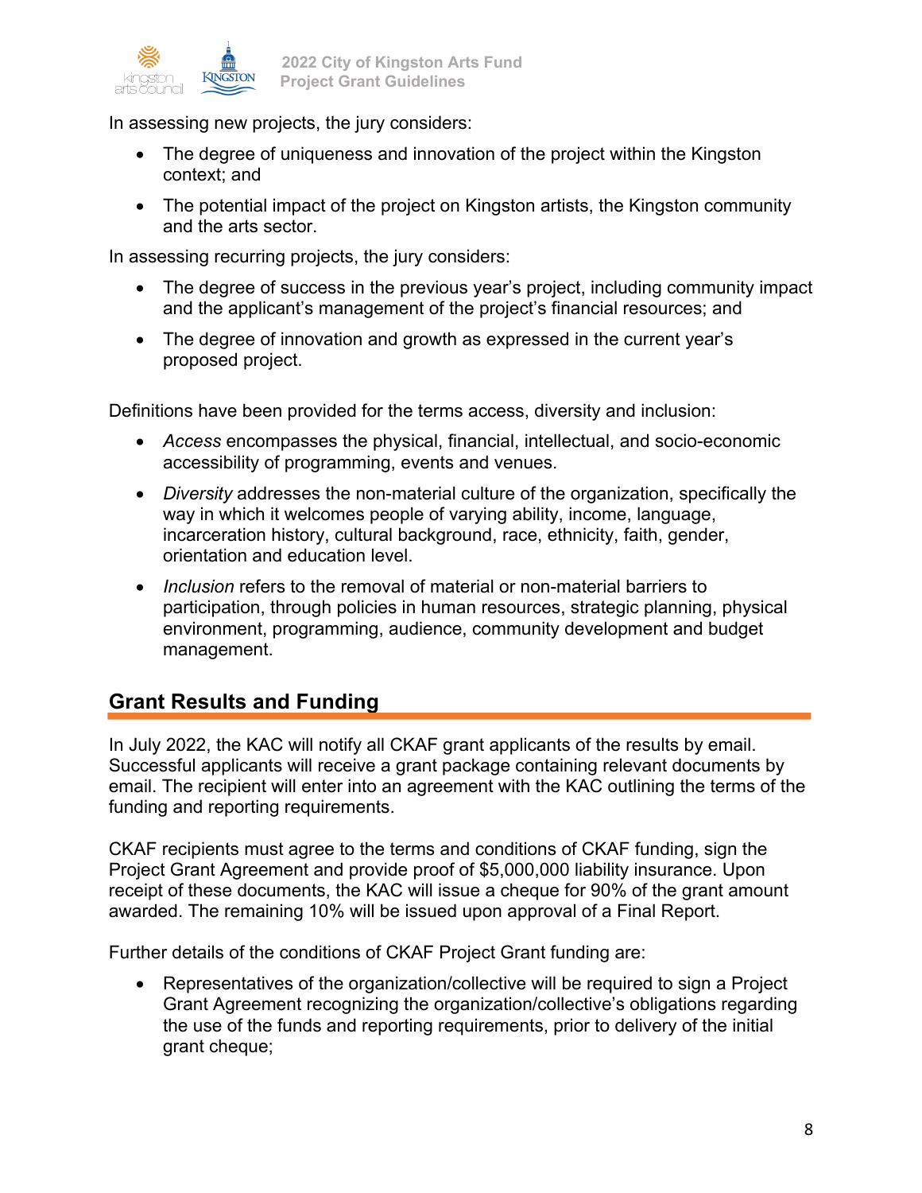In assessing new projects, the jury considers:

- The degree of uniqueness and innovation of the project within the Kingston context; and
- The potential impact of the project on Kingston artists, the Kingston community and the arts sector.

In assessing recurring projects, the jury considers:

- The degree of success in the previous year's project, including community impact and the applicant's management of the project's financial resources; and
- The degree of innovation and growth as expressed in the current year's proposed project.

Definitions have been provided for the terms access, diversity and inclusion:

- *Access* encompasses the physical, financial, intellectual, and socio-economic accessibility of programming, events and venues.
- *Diversity* addresses the non-material culture of the organization, specifically the way in which it welcomes people of varying ability, income, language, incarceration history, cultural background, race, ethnicity, faith, gender, orientation and education level.
- *Inclusion* refers to the removal of material or non-material barriers to participation, through policies in human resources, strategic planning, physical environment, programming, audience, community development and budget management.

## Grant Results and Funding

In July 2022, the KAC will notify all CKAF grant applicants of the results by email. Successful applicants will receive a grant package containing relevant documents by email. The recipient will enter into an agreement with the KAC outlining the terms of the funding and reporting requirements.

CKAF recipients must agree to the terms and conditions of CKAF funding, sign the Project Grant Agreement and provide proof of $5,000,000 liability insurance. Upon receipt of these documents, the KAC will issue a cheque for 90% of the grant amount awarded. The remaining 10% will be issued upon approval of a Final Report.

Further details of the conditions of CKAF Project Grant funding are:

- Representatives of the organization/collective will be required to sign a Project Grant Agreement recognizing the organization/collective's obligations regarding the use of the funds and reporting requirements, prior to delivery of the initial grant cheque;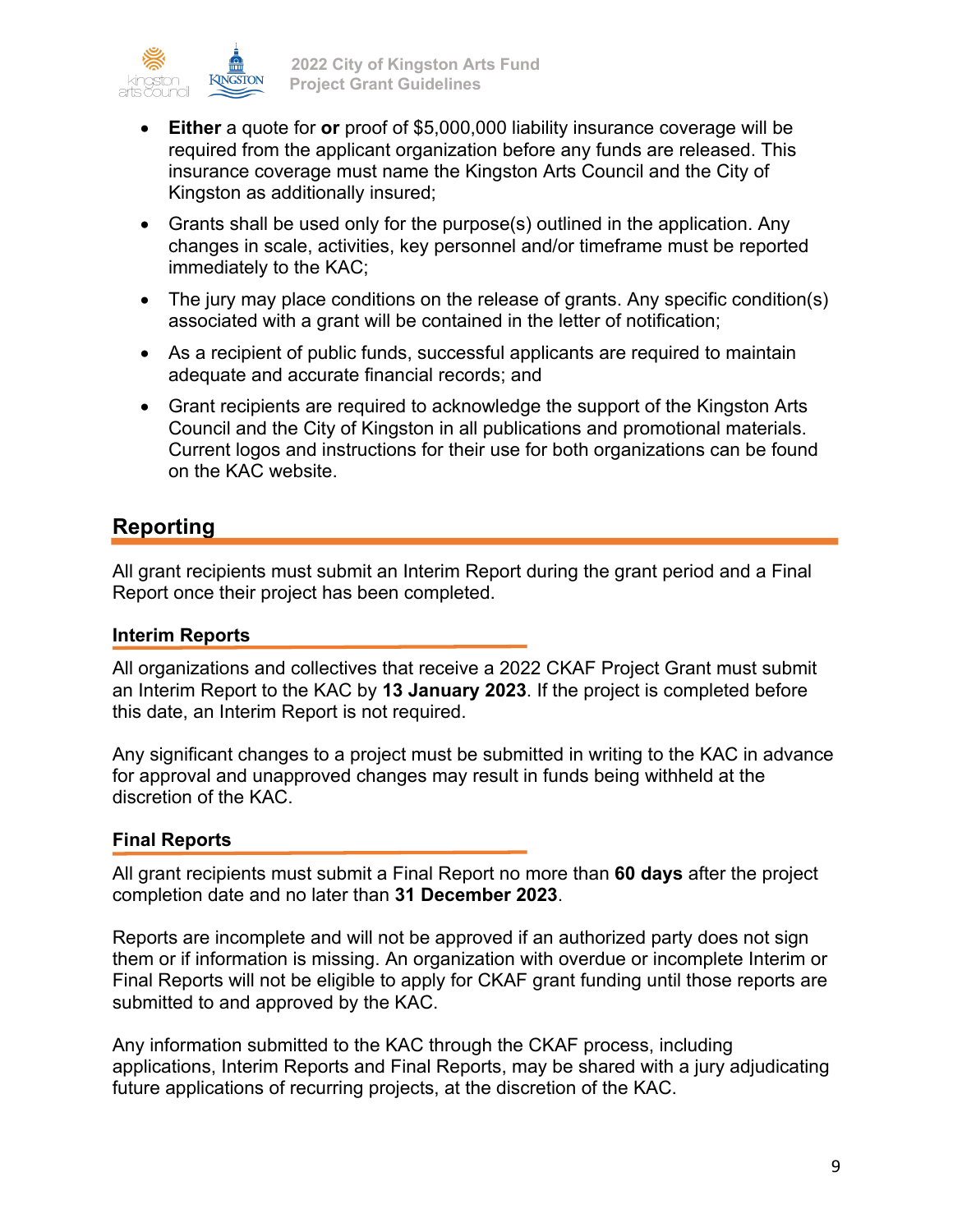- **Either** a quote for **or** proof of $5,000,000 liability insurance coverage will be required from the applicant organization before any funds are released. This insurance coverage must name the Kingston Arts Council and the City of Kingston as additionally insured;
- Grants shall be used only for the purpose(s) outlined in the application. Any changes in scale, activities, key personnel and/or timeframe must be reported immediately to the KAC;
- The jury may place conditions on the release of grants. Any specific condition(s) associated with a grant will be contained in the letter of notification;
- As a recipient of public funds, successful applicants are required to maintain adequate and accurate financial records; and
- Grant recipients are required to acknowledge the support of the Kingston Arts Council and the City of Kingston in all publications and promotional materials. Current logos and instructions for their use for both organizations can be found on the KAC website.

## Reporting

All grant recipients must submit an Interim Report during the grant period and a Final Report once their project has been completed.

### Interim Reports

All organizations and collectives that receive a 2022 CKAF Project Grant must submit an Interim Report to the KAC by **13 January 2023**. If the project is completed before this date, an Interim Report is not required.

Any significant changes to a project must be submitted in writing to the KAC in advance for approval and unapproved changes may result in funds being withheld at the discretion of the KAC.

### Final Reports

All grant recipients must submit a Final Report no more than **60 days** after the project completion date and no later than **31 December 2023**.

Reports are incomplete and will not be approved if an authorized party does not sign them or if information is missing. An organization with overdue or incomplete Interim or Final Reports will not be eligible to apply for CKAF grant funding until those reports are submitted to and approved by the KAC.

Any information submitted to the KAC through the CKAF process, including applications, Interim Reports and Final Reports, may be shared with a jury adjudicating future applications of recurring projects, at the discretion of the KAC.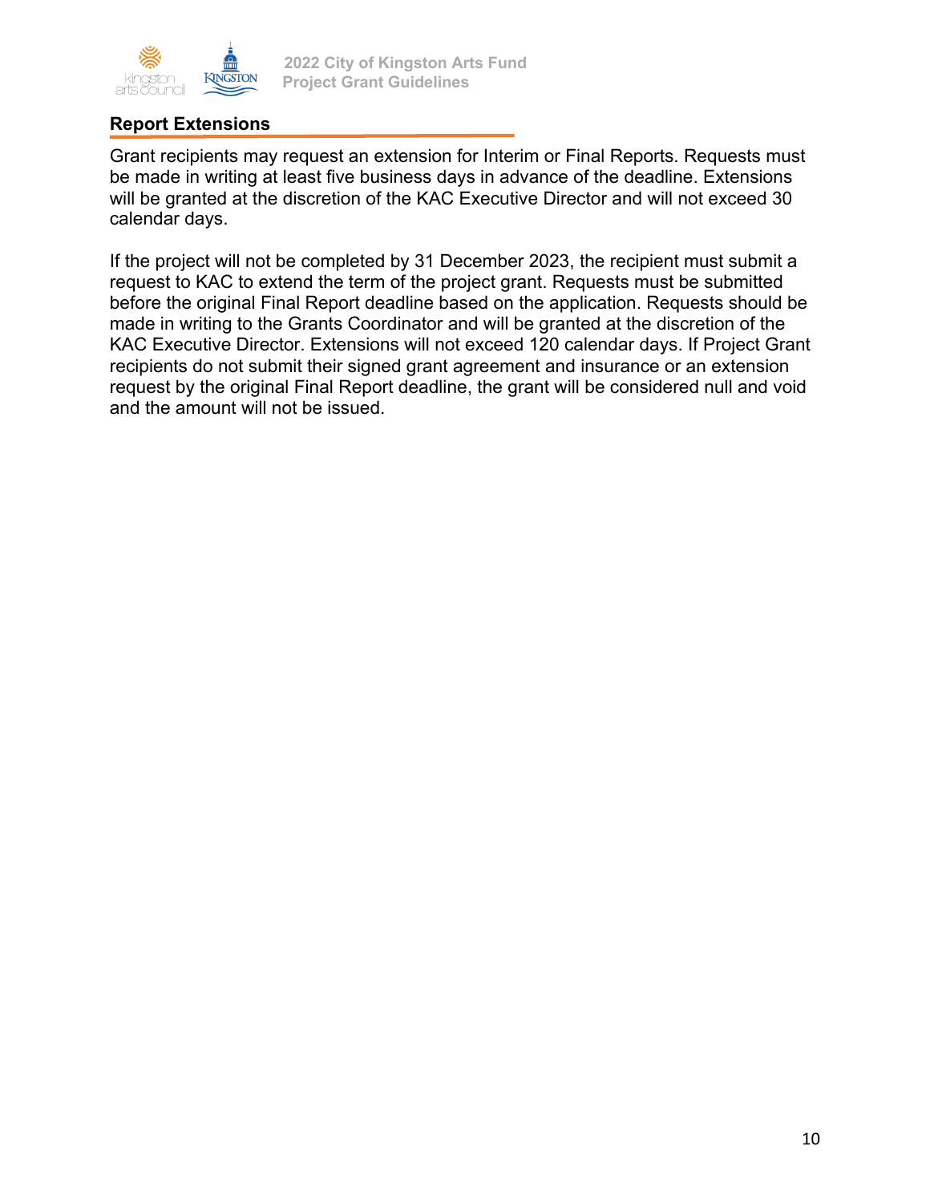## Report Extensions

Grant recipients may request an extension for Interim or Final Reports. Requests must be made in writing at least five business days in advance of the deadline. Extensions will be granted at the discretion of the KAC Executive Director and will not exceed 30 calendar days.

If the project will not be completed by 31 December 2023, the recipient must submit a request to KAC to extend the term of the project grant. Requests must be submitted before the original Final Report deadline based on the application. Requests should be made in writing to the Grants Coordinator and will be granted at the discretion of the KAC Executive Director. Extensions will not exceed 120 calendar days. If Project Grant recipients do not submit their signed grant agreement and insurance or an extension request by the original Final Report deadline, the grant will be considered null and void and the amount will not be issued.